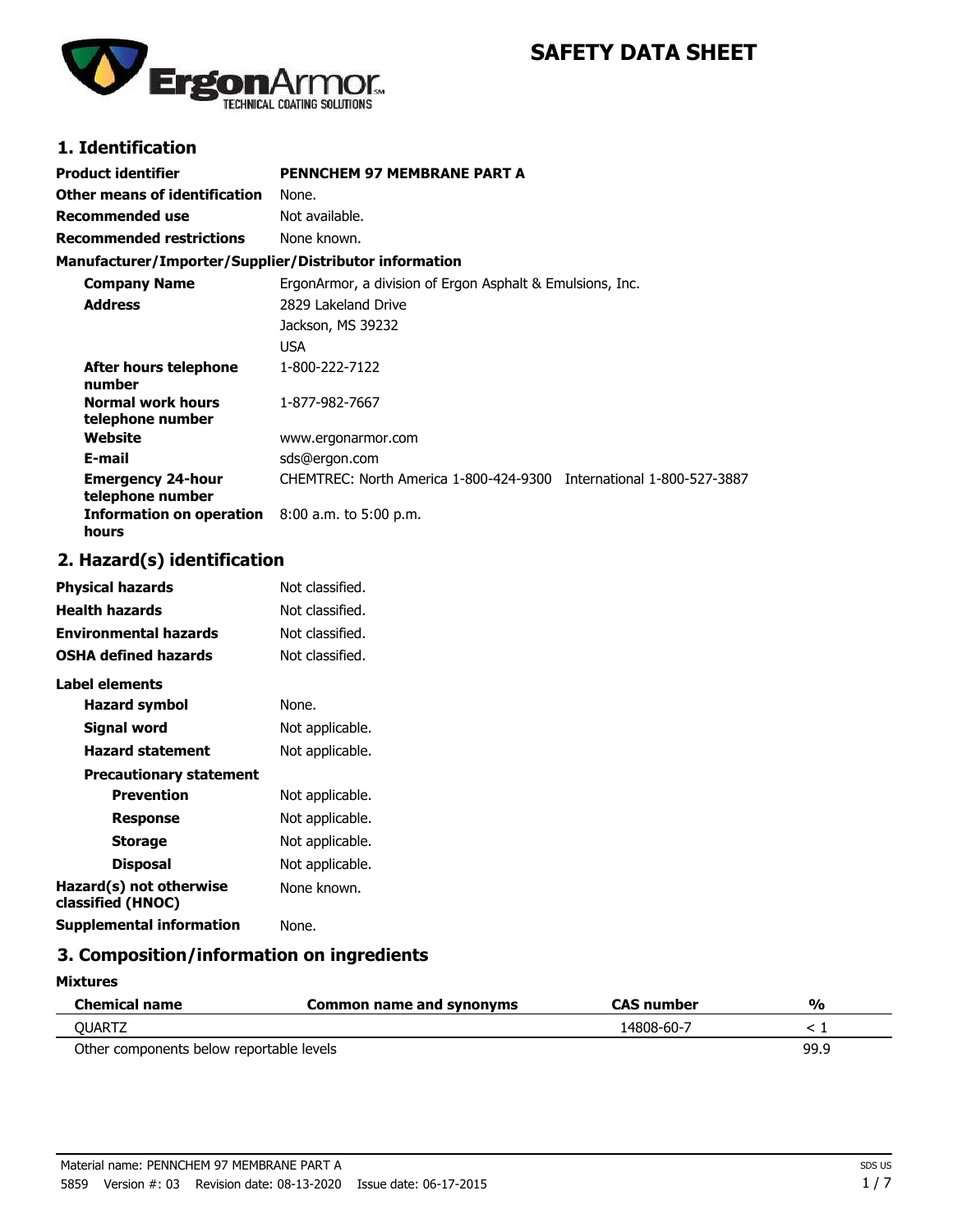# SAFETY DATA SHEET

## 1. Identification

| | |
|---|---|
| **Product identifier** | **PENNCHEM 97 MEMBRANE PART A** |
| **Other means of identification** | None. |
| **Recommended use** | Not available. |
| **Recommended restrictions** | None known. |

**Manufacturer/Importer/Supplier/Distributor information**

| | |
|---|---|
| **Company Name** | ErgonArmor, a division of Ergon Asphalt & Emulsions, Inc. |
| **Address** | 2829 Lakeland Drive<br>Jackson, MS 39232<br>USA |
| **After hours telephone number** | 1-800-222-7122 |
| **Normal work hours telephone number** | 1-877-982-7667 |
| **Website** | www.ergonarmor.com |
| **E-mail** | sds@ergon.com |
| **Emergency 24-hour telephone number** | CHEMTREC: North America 1-800-424-9300 International 1-800-527-3887 |
| **Information on operation hours** | 8:00 a.m. to 5:00 p.m. |

## 2. Hazard(s) identification

| | |
|---|---|
| **Physical hazards** | Not classified. |
| **Health hazards** | Not classified. |
| **Environmental hazards** | Not classified. |
| **OSHA defined hazards** | Not classified. |

**Label elements**

| | |
|---|---|
| **Hazard symbol** | None. |
| **Signal word** | Not applicable. |
| **Hazard statement** | Not applicable. |

**Precautionary statement**

| | |
|---|---|
| **Prevention** | Not applicable. |
| **Response** | Not applicable. |
| **Storage** | Not applicable. |
| **Disposal** | Not applicable. |
| **Hazard(s) not otherwise classified (HNOC)** | None known. |
| **Supplemental information** | None. |

## 3. Composition/information on ingredients

**Mixtures**

| Chemical name | Common name and synonyms | CAS number | % |
|---|---|---|---|
| QUARTZ | | 14808-60-7 | < 1 |
| Other components below reportable levels | | | 99.9 |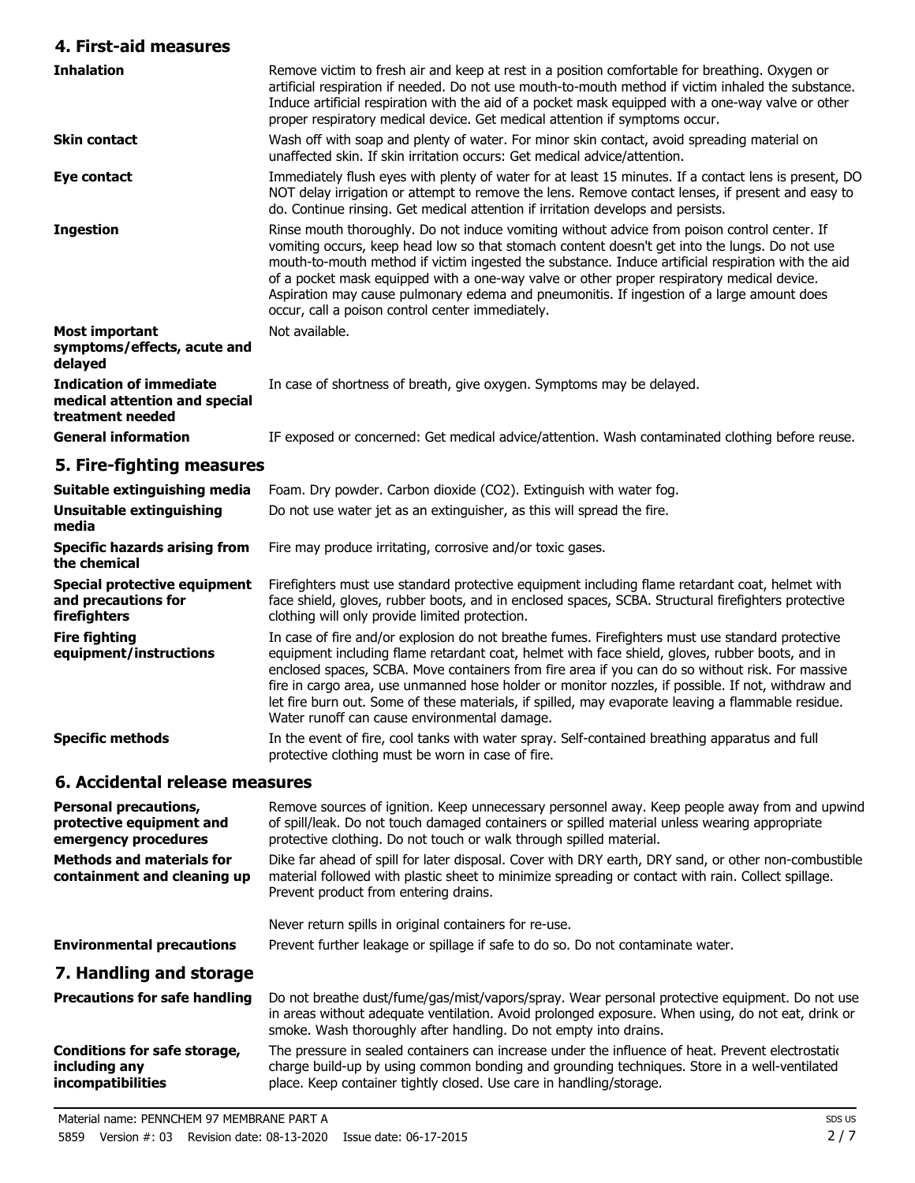## 4. First-aid measures

| | |
|---|---|
| **Inhalation** | Remove victim to fresh air and keep at rest in a position comfortable for breathing. Oxygen or artificial respiration if needed. Do not use mouth-to-mouth method if victim inhaled the substance. Induce artificial respiration with the aid of a pocket mask equipped with a one-way valve or other proper respiratory medical device. Get medical attention if symptoms occur. |
| **Skin contact** | Wash off with soap and plenty of water. For minor skin contact, avoid spreading material on unaffected skin. If skin irritation occurs: Get medical advice/attention. |
| **Eye contact** | Immediately flush eyes with plenty of water for at least 15 minutes. If a contact lens is present, DO NOT delay irrigation or attempt to remove the lens. Remove contact lenses, if present and easy to do. Continue rinsing. Get medical attention if irritation develops and persists. |
| **Ingestion** | Rinse mouth thoroughly. Do not induce vomiting without advice from poison control center. If vomiting occurs, keep head low so that stomach content doesn't get into the lungs. Do not use mouth-to-mouth method if victim ingested the substance. Induce artificial respiration with the aid of a pocket mask equipped with a one-way valve or other proper respiratory medical device. Aspiration may cause pulmonary edema and pneumonitis. If ingestion of a large amount does occur, call a poison control center immediately. |
| **Most important symptoms/effects, acute and delayed** | Not available. |
| **Indication of immediate medical attention and special treatment needed** | In case of shortness of breath, give oxygen. Symptoms may be delayed. |
| **General information** | IF exposed or concerned: Get medical advice/attention. Wash contaminated clothing before reuse. |

## 5. Fire-fighting measures

| | |
|---|---|
| **Suitable extinguishing media** | Foam. Dry powder. Carbon dioxide ($CO_2$). Extinguish with water fog. |
| **Unsuitable extinguishing media** | Do not use water jet as an extinguisher, as this will spread the fire. |
| **Specific hazards arising from the chemical** | Fire may produce irritating, corrosive and/or toxic gases. |
| **Special protective equipment and precautions for firefighters** | Firefighters must use standard protective equipment including flame retardant coat, helmet with face shield, gloves, rubber boots, and in enclosed spaces, SCBA. Structural firefighters protective clothing will only provide limited protection. |
| **Fire fighting equipment/instructions** | In case of fire and/or explosion do not breathe fumes. Firefighters must use standard protective equipment including flame retardant coat, helmet with face shield, gloves, rubber boots, and in enclosed spaces, SCBA. Move containers from fire area if you can do so without risk. For massive fire in cargo area, use unmanned hose holder or monitor nozzles, if possible. If not, withdraw and let fire burn out. Some of these materials, if spilled, may evaporate leaving a flammable residue. Water runoff can cause environmental damage. |
| **Specific methods** | In the event of fire, cool tanks with water spray. Self-contained breathing apparatus and full protective clothing must be worn in case of fire. |

## 6. Accidental release measures

| | |
|---|---|
| **Personal precautions, protective equipment and emergency procedures** | Remove sources of ignition. Keep unnecessary personnel away. Keep people away from and upwind of spill/leak. Do not touch damaged containers or spilled material unless wearing appropriate protective clothing. Do not touch or walk through spilled material. |
| **Methods and materials for containment and cleaning up** | Dike far ahead of spill for later disposal. Cover with DRY earth, DRY sand, or other non-combustible material followed with plastic sheet to minimize spreading or contact with rain. Collect spillage. Prevent product from entering drains.<br><br>Never return spills in original containers for re-use. |
| **Environmental precautions** | Prevent further leakage or spillage if safe to do so. Do not contaminate water. |

## 7. Handling and storage

| | |
|---|---|
| **Precautions for safe handling** | Do not breathe dust/fume/gas/mist/vapors/spray. Wear personal protective equipment. Do not use in areas without adequate ventilation. Avoid prolonged exposure. When using, do not eat, drink or smoke. Wash thoroughly after handling. Do not empty into drains. |
| **Conditions for safe storage, including any incompatibilities** | The pressure in sealed containers can increase under the influence of heat. Prevent electrostatic charge build-up by using common bonding and grounding techniques. Store in a well-ventilated place. Keep container tightly closed. Use care in handling/storage. |

Material name: PENNCHEM 97 MEMBRANE PART A
5859 Version #: 03 Revision date: 08-13-2020 Issue date: 06-17-2015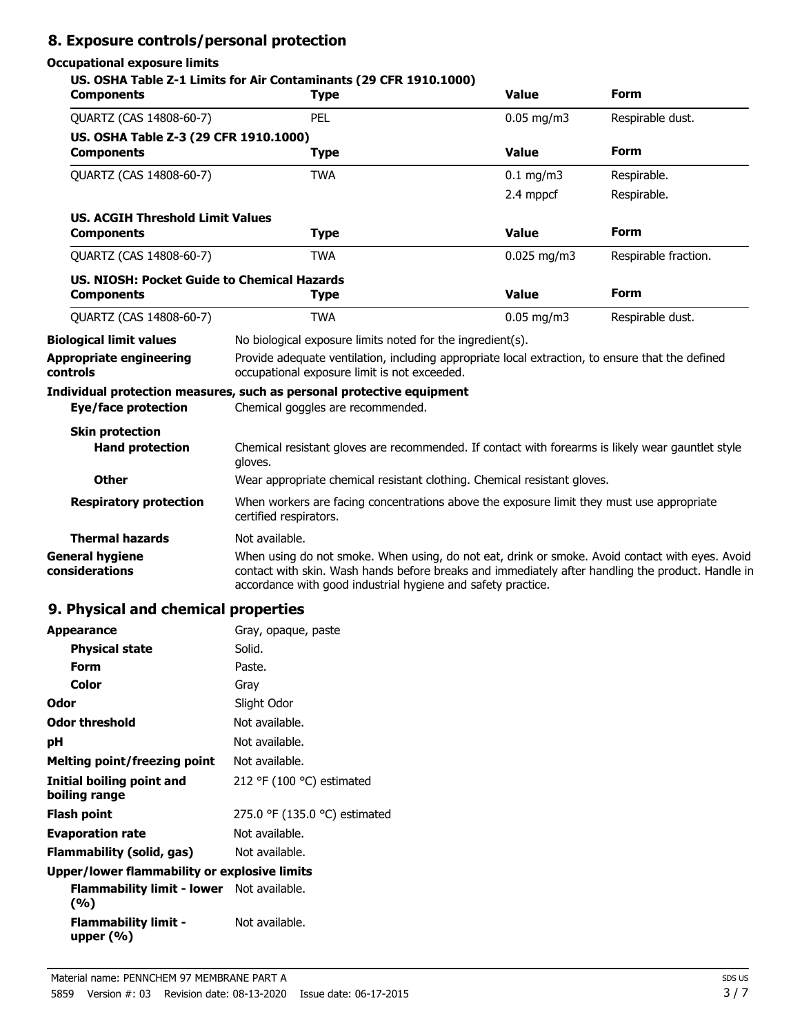## 8. Exposure controls/personal protection

### Occupational exposure limits

**US. OSHA Table Z-1 Limits for Air Contaminants (29 CFR 1910.1000)**

| Components | Type | Value | Form |
|---|---|---|---|
| QUARTZ (CAS 14808-60-7) | PEL | 0.05 mg/m3 | Respirable dust. |

**US. OSHA Table Z-3 (29 CFR 1910.1000)**

| Components | Type | Value | Form |
|---|---|---|---|
| QUARTZ (CAS 14808-60-7) | TWA | 0.1 mg/m3 | Respirable. |
| | | 2.4 mppcf | Respirable. |

**US. ACGIH Threshold Limit Values**

| Components | Type | Value | Form |
|---|---|---|---|
| QUARTZ (CAS 14808-60-7) | TWA | 0.025 mg/m3 | Respirable fraction. |

**US. NIOSH: Pocket Guide to Chemical Hazards**

| Components | Type | Value | Form |
|---|---|---|---|
| QUARTZ (CAS 14808-60-7) | TWA | 0.05 mg/m3 | Respirable dust. |

**Biological limit values** No biological exposure limits noted for the ingredient(s).

**Appropriate engineering controls** Provide adequate ventilation, including appropriate local extraction, to ensure that the defined occupational exposure limit is not exceeded.

**Individual protection measures, such as personal protective equipment**

**Eye/face protection** Chemical goggles are recommended.

**Skin protection**

**Hand protection** Chemical resistant gloves are recommended. If contact with forearms is likely wear gauntlet style gloves.

**Other** Wear appropriate chemical resistant clothing. Chemical resistant gloves.

**Respiratory protection** When workers are facing concentrations above the exposure limit they must use appropriate certified respirators.

**Thermal hazards** Not available.

**General hygiene considerations** When using do not smoke. When using, do not eat, drink or smoke. Avoid contact with eyes. Avoid contact with skin. Wash hands before breaks and immediately after handling the product. Handle in accordance with good industrial hygiene and safety practice.

## 9. Physical and chemical properties

**Appearance** Gray, opaque, paste

**Physical state** Solid.

**Form** Paste.

**Color** Gray

**Odor** Slight Odor

**Odor threshold** Not available.

**pH** Not available.

**Melting point/freezing point** Not available.

**Initial boiling point and boiling range** 212 °F (100 °C) estimated

**Flash point** 275.0 °F (135.0 °C) estimated

**Evaporation rate** Not available.

**Flammability (solid, gas)** Not available.

**Upper/lower flammability or explosive limits**

**Flammability limit - lower (%)** Not available.

**Flammability limit - upper (%)** Not available.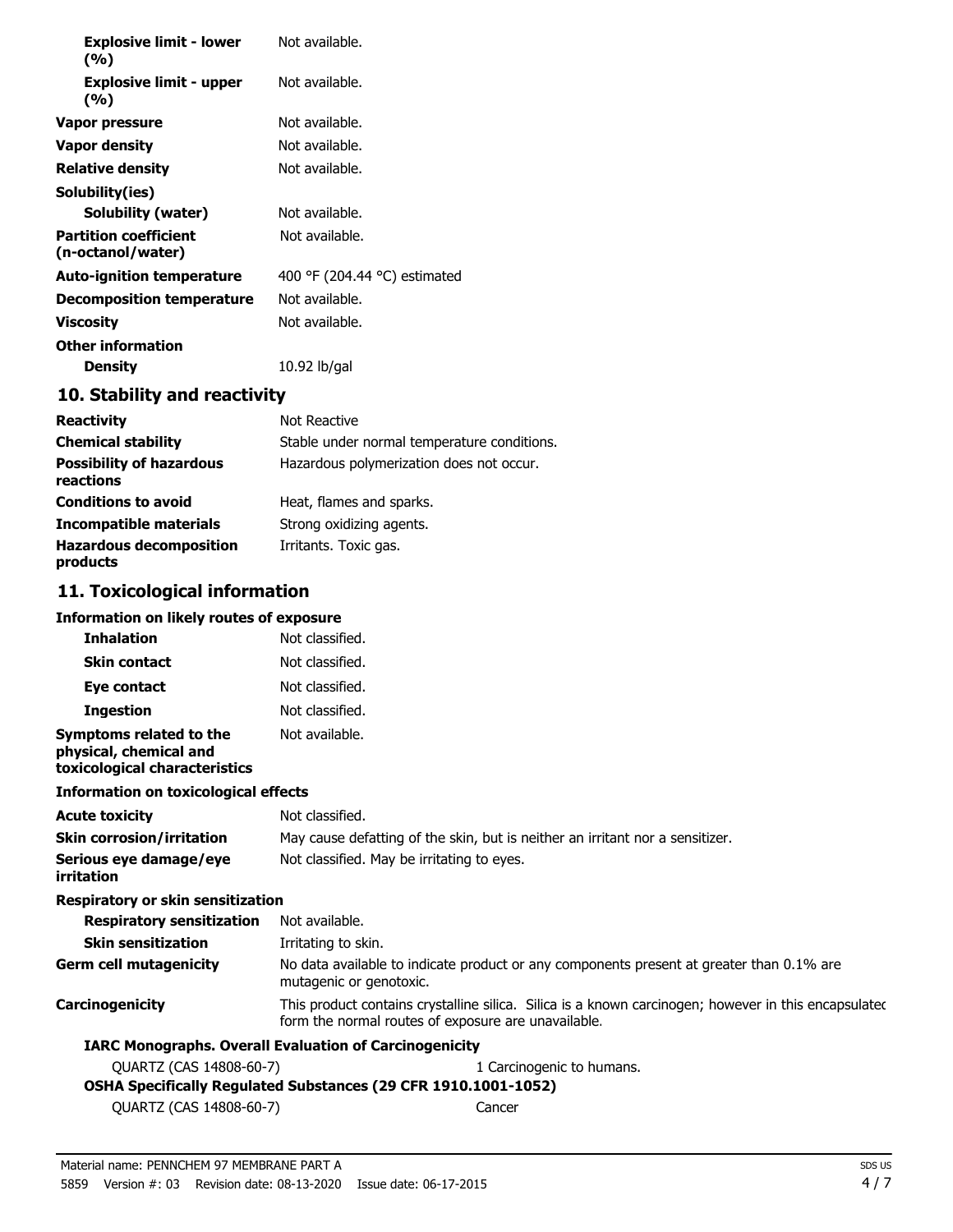| | |
|---|---|
| **Explosive limit - lower (%)** | Not available. |
| **Explosive limit - upper (%)** | Not available. |
| **Vapor pressure** | Not available. |
| **Vapor density** | Not available. |
| **Relative density** | Not available. |
| **Solubility(ies)** | |
| **Solubility (water)** | Not available. |
| **Partition coefficient (n-octanol/water)** | Not available. |
| **Auto-ignition temperature** | 400 °F (204.44 °C) estimated |
| **Decomposition temperature** | Not available. |
| **Viscosity** | Not available. |
| **Other information** | |
| **Density** | 10.92 lb/gal |

## 10. Stability and reactivity

| | |
|---|---|
| **Reactivity** | Not Reactive |
| **Chemical stability** | Stable under normal temperature conditions. |
| **Possibility of hazardous reactions** | Hazardous polymerization does not occur. |
| **Conditions to avoid** | Heat, flames and sparks. |
| **Incompatible materials** | Strong oxidizing agents. |
| **Hazardous decomposition products** | Irritants. Toxic gas. |

## 11. Toxicological information

**Information on likely routes of exposure**

| | |
|---|---|
| **Inhalation** | Not classified. |
| **Skin contact** | Not classified. |
| **Eye contact** | Not classified. |
| **Ingestion** | Not classified. |
| **Symptoms related to the physical, chemical and toxicological characteristics** | Not available. |

**Information on toxicological effects**

| | |
|---|---|
| **Acute toxicity** | Not classified. |
| **Skin corrosion/irritation** | May cause defatting of the skin, but is neither an irritant nor a sensitizer. |
| **Serious eye damage/eye irritation** | Not classified. May be irritating to eyes. |

**Respiratory or skin sensitization**

| | |
|---|---|
| **Respiratory sensitization** | Not available. |
| **Skin sensitization** | Irritating to skin. |
| **Germ cell mutagenicity** | No data available to indicate product or any components present at greater than 0.1% are mutagenic or genotoxic. |
| **Carcinogenicity** | This product contains crystalline silica. Silica is a known carcinogen; however in this encapsulated form the normal routes of exposure are unavailable. |

**IARC Monographs. Overall Evaluation of Carcinogenicity**

| | |
|---|---|
| QUARTZ (CAS 14808-60-7) | 1 Carcinogenic to humans. |

**OSHA Specifically Regulated Substances (29 CFR 1910.1001-1052)**

| | |
|---|---|
| QUARTZ (CAS 14808-60-7) | Cancer |

Material name: PENNCHEM 97 MEMBRANE PART A

5859 Version #: 03 Revision date: 08-13-2020 Issue date: 06-17-2015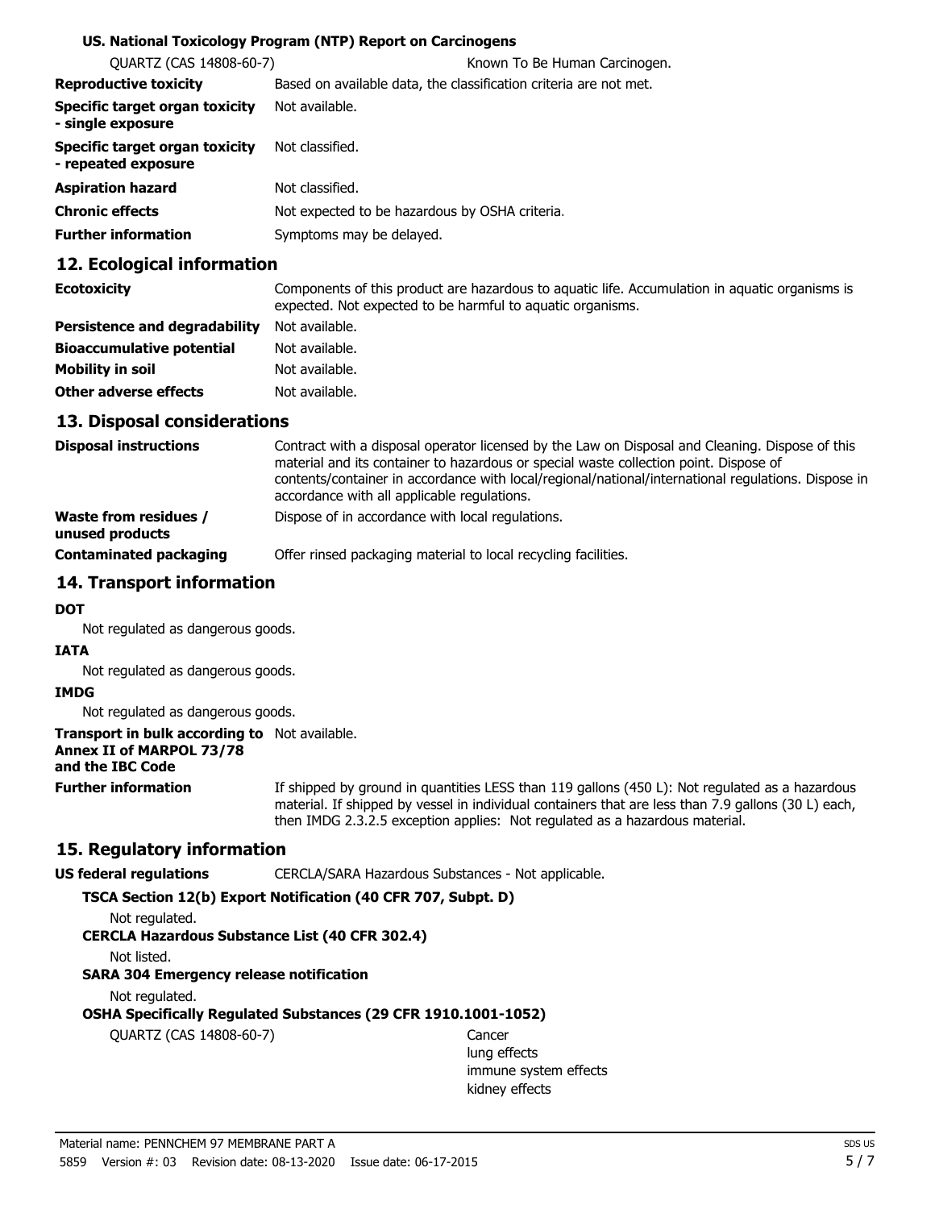**US. National Toxicology Program (NTP) Report on Carcinogens**

QUARTZ (CAS 14808-60-7) Known To Be Human Carcinogen.

| | |
|---|---|
| **Reproductive toxicity** | Based on available data, the classification criteria are not met. |
| **Specific target organ toxicity - single exposure** | Not available. |
| **Specific target organ toxicity - repeated exposure** | Not classified. |
| **Aspiration hazard** | Not classified. |
| **Chronic effects** | Not expected to be hazardous by OSHA criteria. |
| **Further information** | Symptoms may be delayed. |

## 12. Ecological information

| | |
|---|---|
| **Ecotoxicity** | Components of this product are hazardous to aquatic life. Accumulation in aquatic organisms is expected. Not expected to be harmful to aquatic organisms. |
| **Persistence and degradability** | Not available. |
| **Bioaccumulative potential** | Not available. |
| **Mobility in soil** | Not available. |
| **Other adverse effects** | Not available. |

## 13. Disposal considerations

| | |
|---|---|
| **Disposal instructions** | Contract with a disposal operator licensed by the Law on Disposal and Cleaning. Dispose of this material and its container to hazardous or special waste collection point. Dispose of contents/container in accordance with local/regional/national/international regulations. Dispose in accordance with all applicable regulations. |
| **Waste from residues / unused products** | Dispose of in accordance with local regulations. |
| **Contaminated packaging** | Offer rinsed packaging material to local recycling facilities. |

## 14. Transport information

**DOT**

Not regulated as dangerous goods.

**IATA**

Not regulated as dangerous goods.

**IMDG**

Not regulated as dangerous goods.

| | |
|---|---|
| **Transport in bulk according to Annex II of MARPOL 73/78 and the IBC Code** | Not available. |
| **Further information** | If shipped by ground in quantities LESS than 119 gallons (450 L): Not regulated as a hazardous material. If shipped by vessel in individual containers that are less than 7.9 gallons (30 L) each, then IMDG 2.3.2.5 exception applies: Not regulated as a hazardous material. |

## 15. Regulatory information

**US federal regulations** CERCLA/SARA Hazardous Substances - Not applicable.

**TSCA Section 12(b) Export Notification (40 CFR 707, Subpt. D)**

Not regulated.

**CERCLA Hazardous Substance List (40 CFR 302.4)**

Not listed.

**SARA 304 Emergency release notification**

Not regulated.

**OSHA Specifically Regulated Substances (29 CFR 1910.1001-1052)**

QUARTZ (CAS 14808-60-7) Cancer
lung effects
immune system effects
kidney effects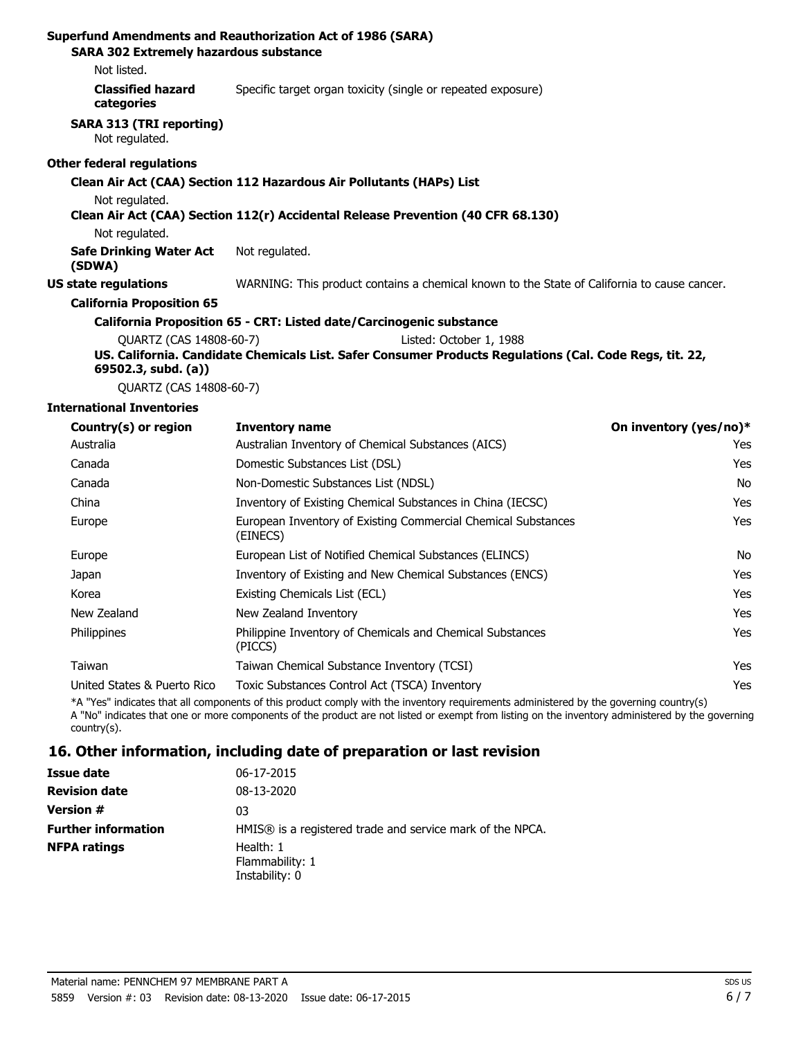**Superfund Amendments and Reauthorization Act of 1986 (SARA)**

**SARA 302 Extremely hazardous substance**

Not listed.

**Classified hazard categories** Specific target organ toxicity (single or repeated exposure)

**SARA 313 (TRI reporting)**

Not regulated.

**Other federal regulations**

**Clean Air Act (CAA) Section 112 Hazardous Air Pollutants (HAPs) List**

Not regulated.

**Clean Air Act (CAA) Section 112(r) Accidental Release Prevention (40 CFR 68.130)**

Not regulated.

**Safe Drinking Water Act (SDWA)** Not regulated.

**US state regulations** WARNING: This product contains a chemical known to the State of California to cause cancer.

**California Proposition 65**

**California Proposition 65 - CRT: Listed date/Carcinogenic substance**

QUARTZ (CAS 14808-60-7) Listed: October 1, 1988

**US. California. Candidate Chemicals List. Safer Consumer Products Regulations (Cal. Code Regs, tit. 22, 69502.3, subd. (a))**

QUARTZ (CAS 14808-60-7)

**International Inventories**

| Country(s) or region | Inventory name | On inventory (yes/no)* |
|---|---|---|
| Australia | Australian Inventory of Chemical Substances (AICS) | Yes |
| Canada | Domestic Substances List (DSL) | Yes |
| Canada | Non-Domestic Substances List (NDSL) | No |
| China | Inventory of Existing Chemical Substances in China (IECSC) | Yes |
| Europe | European Inventory of Existing Commercial Chemical Substances (EINECS) | Yes |
| Europe | European List of Notified Chemical Substances (ELINCS) | No |
| Japan | Inventory of Existing and New Chemical Substances (ENCS) | Yes |
| Korea | Existing Chemicals List (ECL) | Yes |
| New Zealand | New Zealand Inventory | Yes |
| Philippines | Philippine Inventory of Chemicals and Chemical Substances (PICCS) | Yes |
| Taiwan | Taiwan Chemical Substance Inventory (TCSI) | Yes |
| United States & Puerto Rico | Toxic Substances Control Act (TSCA) Inventory | Yes |

*A "Yes" indicates that all components of this product comply with the inventory requirements administered by the governing country(s)
A "No" indicates that one or more components of the product are not listed or exempt from listing on the inventory administered by the governing country(s).

## 16. Other information, including date of preparation or last revision

**Issue date** 06-17-2015

**Revision date** 08-13-2020

**Version #** 03

**Further information** HMIS® is a registered trade and service mark of the NPCA.

**NFPA ratings** Health: 1
Flammability: 1
Instability: 0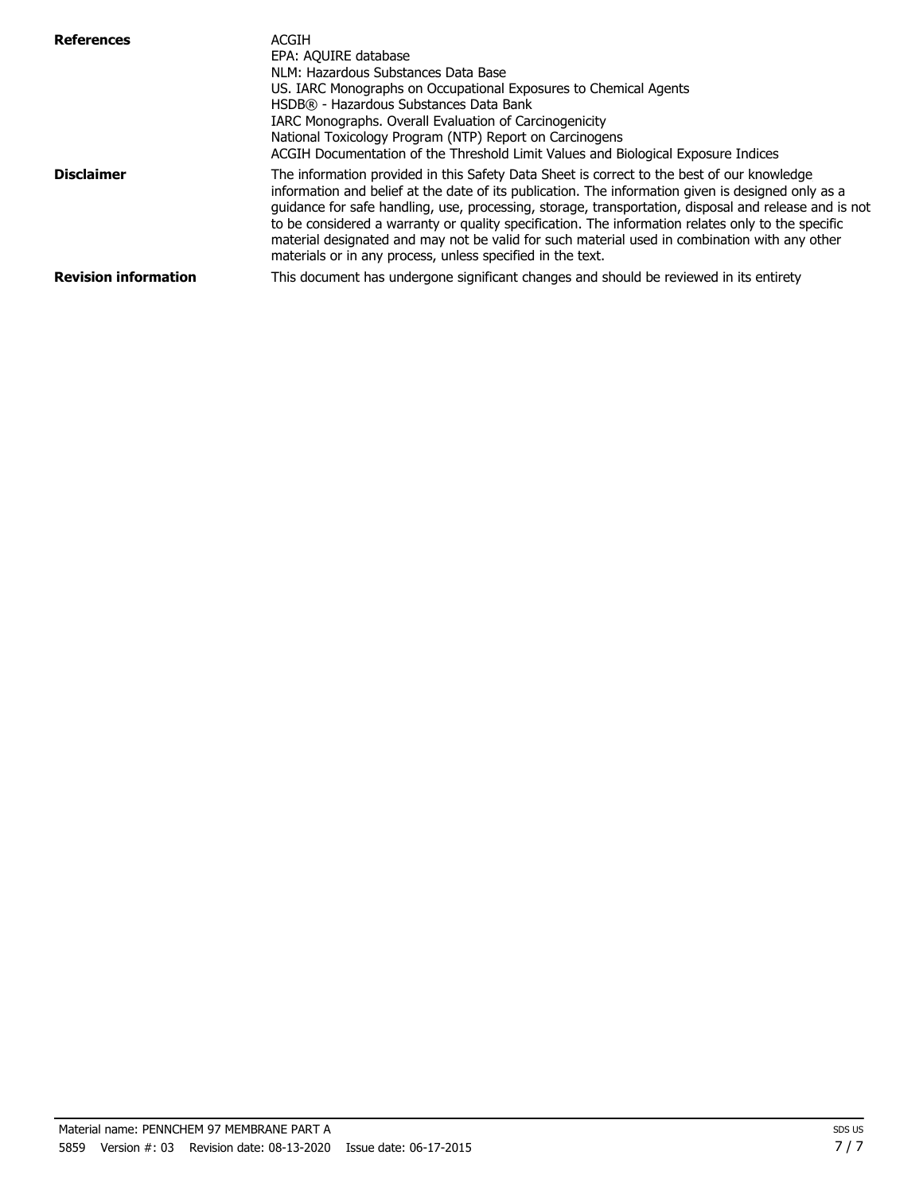**References**

ACGIH
EPA: AQUIRE database
NLM: Hazardous Substances Data Base
US. IARC Monographs on Occupational Exposures to Chemical Agents
HSDB® - Hazardous Substances Data Bank
IARC Monographs. Overall Evaluation of Carcinogenicity
National Toxicology Program (NTP) Report on Carcinogens
ACGIH Documentation of the Threshold Limit Values and Biological Exposure Indices

**Disclaimer**

The information provided in this Safety Data Sheet is correct to the best of our knowledge information and belief at the date of its publication. The information given is designed only as a guidance for safe handling, use, processing, storage, transportation, disposal and release and is not to be considered a warranty or quality specification. The information relates only to the specific material designated and may not be valid for such material used in combination with any other materials or in any process, unless specified in the text.

**Revision information**

This document has undergone significant changes and should be reviewed in its entirety